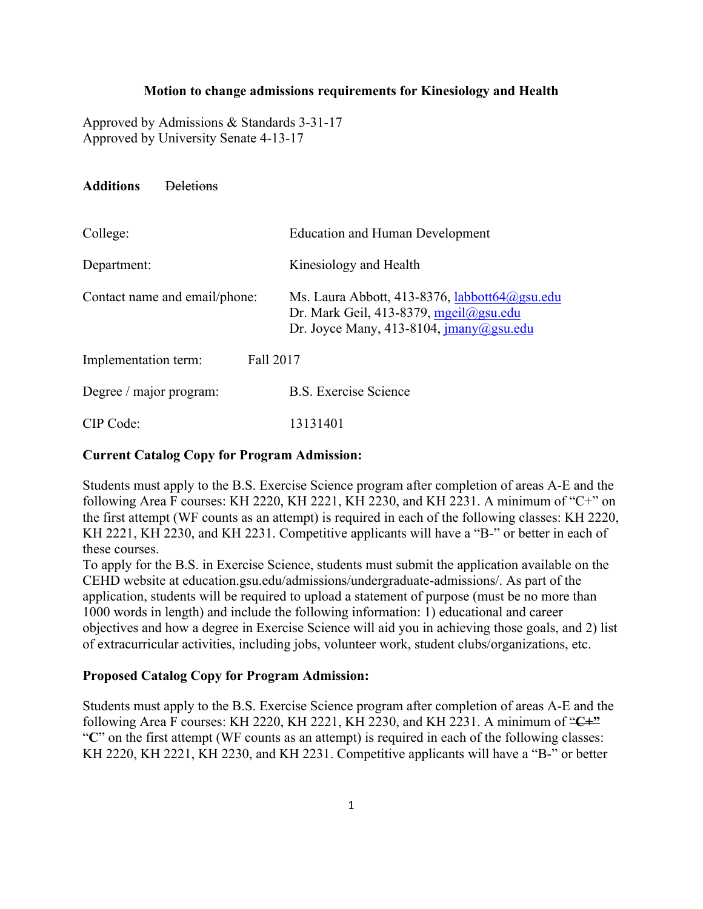**Motion to change admissions requirements for Kinesiology and Health**

Approved by Admissions & Standards 3-31-17
Approved by University Senate 4-13-17

**Additions** ~~Deletions~~

| | |
|---|---|
| College: | Education and Human Development |
| Department: | Kinesiology and Health |
| Contact name and email/phone: | Ms. Laura Abbott, 413-8376, labbott64@gsu.edu<br>Dr. Mark Geil, 413-8379, mgeil@gsu.edu<br>Dr. Joyce Many, 413-8104, jmany@gsu.edu |
| Implementation term: | Fall 2017 |
| Degree / major program: | B.S. Exercise Science |
| CIP Code: | 13131401 |

**Current Catalog Copy for Program Admission:**

Students must apply to the B.S. Exercise Science program after completion of areas A-E and the following Area F courses: KH 2220, KH 2221, KH 2230, and KH 2231. A minimum of "C+" on the first attempt (WF counts as an attempt) is required in each of the following classes: KH 2220, KH 2221, KH 2230, and KH 2231. Competitive applicants will have a "B-" or better in each of these courses.
To apply for the B.S. in Exercise Science, students must submit the application available on the CEHD website at education.gsu.edu/admissions/undergraduate-admissions/. As part of the application, students will be required to upload a statement of purpose (must be no more than 1000 words in length) and include the following information: 1) educational and career objectives and how a degree in Exercise Science will aid you in achieving those goals, and 2) list of extracurricular activities, including jobs, volunteer work, student clubs/organizations, etc.

**Proposed Catalog Copy for Program Admission:**

Students must apply to the B.S. Exercise Science program after completion of areas A-E and the following Area F courses: KH 2220, KH 2221, KH 2230, and KH 2231. A minimum of ~~"C+"~~ "**C**" on the first attempt (WF counts as an attempt) is required in each of the following classes: KH 2220, KH 2221, KH 2230, and KH 2231. Competitive applicants will have a "B-" or better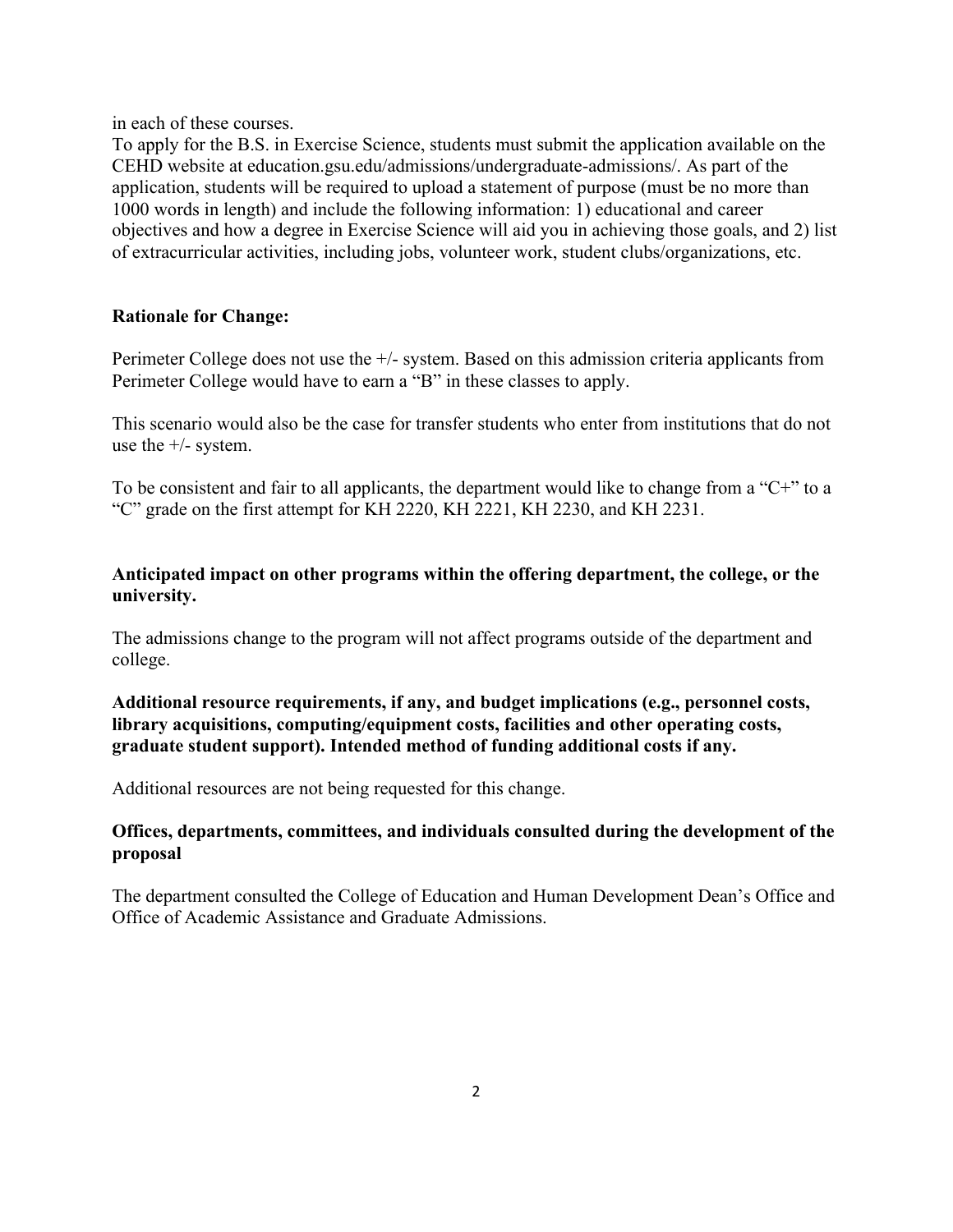in each of these courses.
To apply for the B.S. in Exercise Science, students must submit the application available on the CEHD website at education.gsu.edu/admissions/undergraduate-admissions/. As part of the application, students will be required to upload a statement of purpose (must be no more than 1000 words in length) and include the following information: 1) educational and career objectives and how a degree in Exercise Science will aid you in achieving those goals, and 2) list of extracurricular activities, including jobs, volunteer work, student clubs/organizations, etc.

**Rationale for Change:**

Perimeter College does not use the +/- system. Based on this admission criteria applicants from Perimeter College would have to earn a "B" in these classes to apply.

This scenario would also be the case for transfer students who enter from institutions that do not use the +/- system.

To be consistent and fair to all applicants, the department would like to change from a "C+" to a "C" grade on the first attempt for KH 2220, KH 2221, KH 2230, and KH 2231.

**Anticipated impact on other programs within the offering department, the college, or the university.**

The admissions change to the program will not affect programs outside of the department and college.

**Additional resource requirements, if any, and budget implications (e.g., personnel costs, library acquisitions, computing/equipment costs, facilities and other operating costs, graduate student support). Intended method of funding additional costs if any.**

Additional resources are not being requested for this change.

**Offices, departments, committees, and individuals consulted during the development of the proposal**

The department consulted the College of Education and Human Development Dean's Office and Office of Academic Assistance and Graduate Admissions.